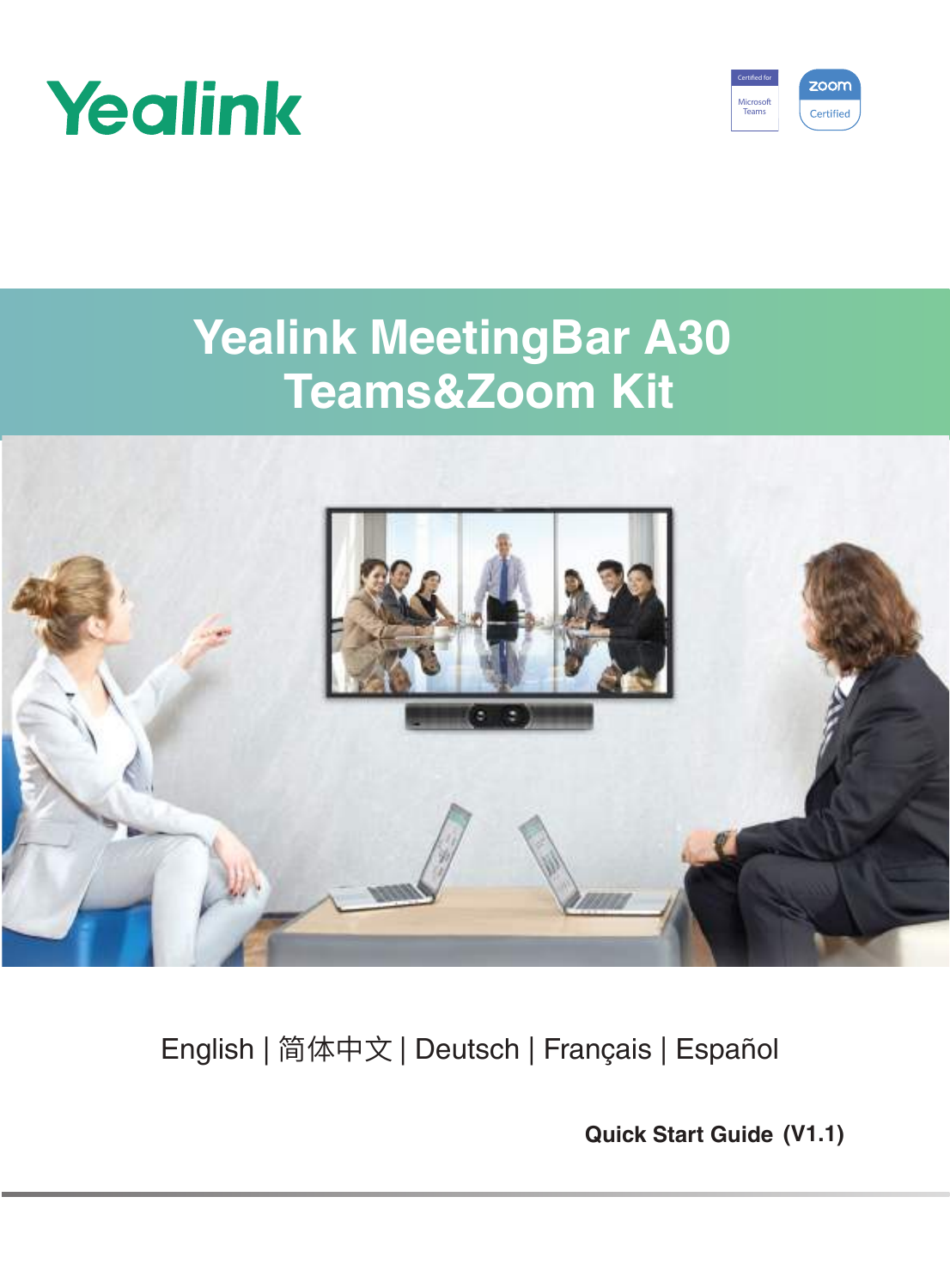Yealink

Certified for Microsoft Teams

zoom Certified

# Yealink MeetingBar A30 Teams&Zoom Kit

English | 简体中文 | Deutsch | Français | Español

**Quick Start Guide (V1.1)**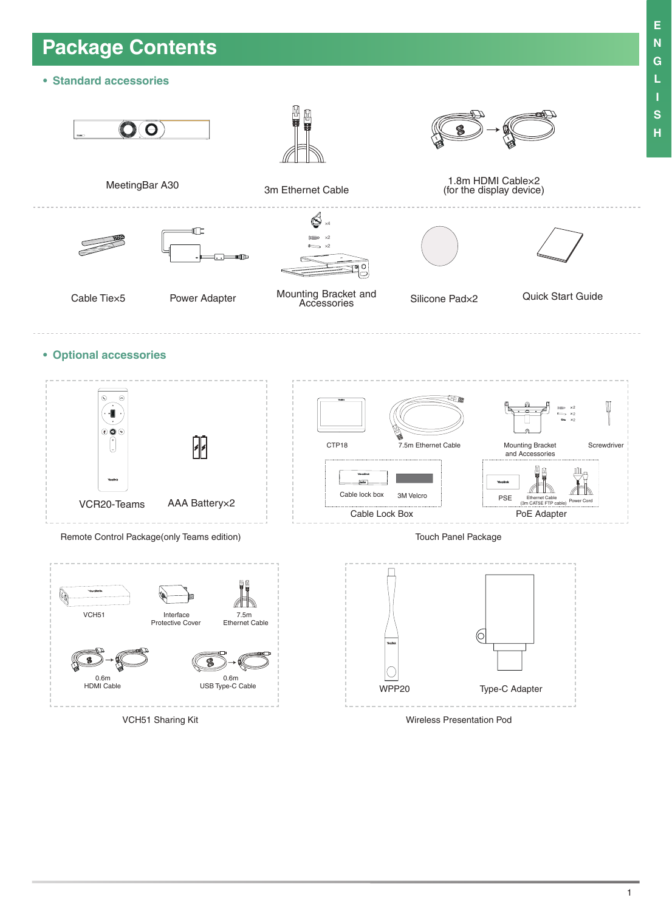# Package Contents

- **Standard accessories**

MeetingBar A30

3m Ethernet Cable

1.8m HDMI Cable×2 (for the display device)

Cable Tie×5

Power Adapter

Mounting Bracket and Accessories

Silicone Pad×2

Quick Start Guide

- **Optional accessories**

VCR20-Teams

AAA Battery×2

Remote Control Package(only Teams edition)

CTP18

7.5m Ethernet Cable

Mounting Bracket and Accessories

Screwdriver

Cable lock box

3M Velcro

Cable Lock Box

PSE

Ethernet Cable (3m CAT5E FTP cable)

Power Cord

PoE Adapter

Touch Panel Package

VCH51

Interface Protective Cover

7.5m Ethernet Cable

0.6m HDMI Cable

0.6m USB Type-C Cable

VCH51 Sharing Kit

WPP20

Type-C Adapter

Wireless Presentation Pod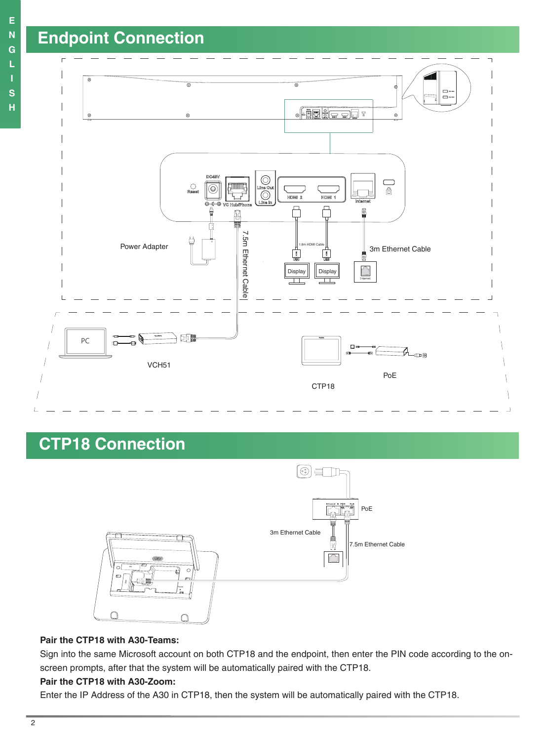# Endpoint Connection

Power Adapter

7.5m Ethernet Cable

3m Ethernet Cable

Display

Display

PC

VCH51

CTP18

PoE

# CTP18 Connection

PoE

3m Ethernet Cable

7.5m Ethernet Cable

**Pair the CTP18 with A30-Teams:**

Sign into the same Microsoft account on both CTP18 and the endpoint, then enter the PIN code according to the on-screen prompts, after that the system will be automatically paired with the CTP18.

**Pair the CTP18 with A30-Zoom:**

Enter the IP Address of the A30 in CTP18, then the system will be automatically paired with the CTP18.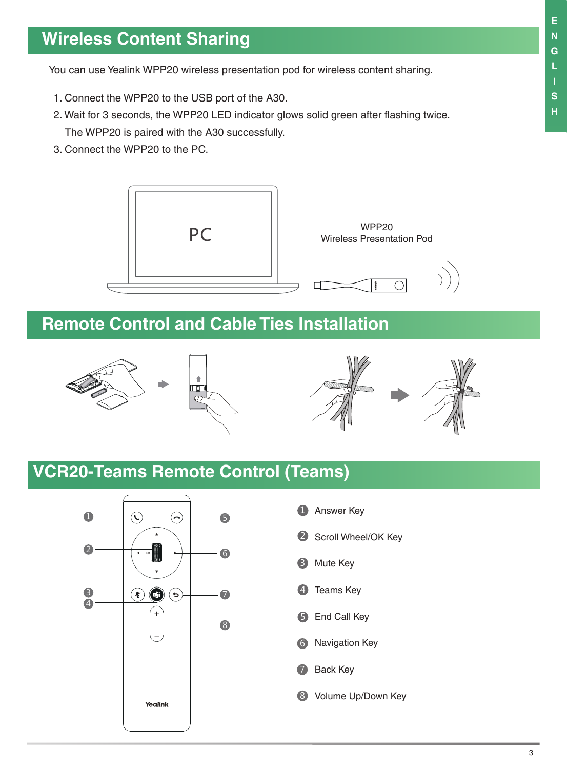## Wireless Content Sharing

You can use Yealink WPP20 wireless presentation pod for wireless content sharing.

1. Connect the WPP20 to the USB port of the A30.
2. Wait for 3 seconds, the WPP20 LED indicator glows solid green after flashing twice. The WPP20 is paired with the A30 successfully.
3. Connect the WPP20 to the PC.

PC

WPP20
Wireless Presentation Pod

## Remote Control and Cable Ties Installation

## VCR20-Teams Remote Control (Teams)

1. Answer Key
2. Scroll Wheel/OK Key
3. Mute Key
4. Teams Key
5. End Call Key
6. Navigation Key
7. Back Key
8. Volume Up/Down Key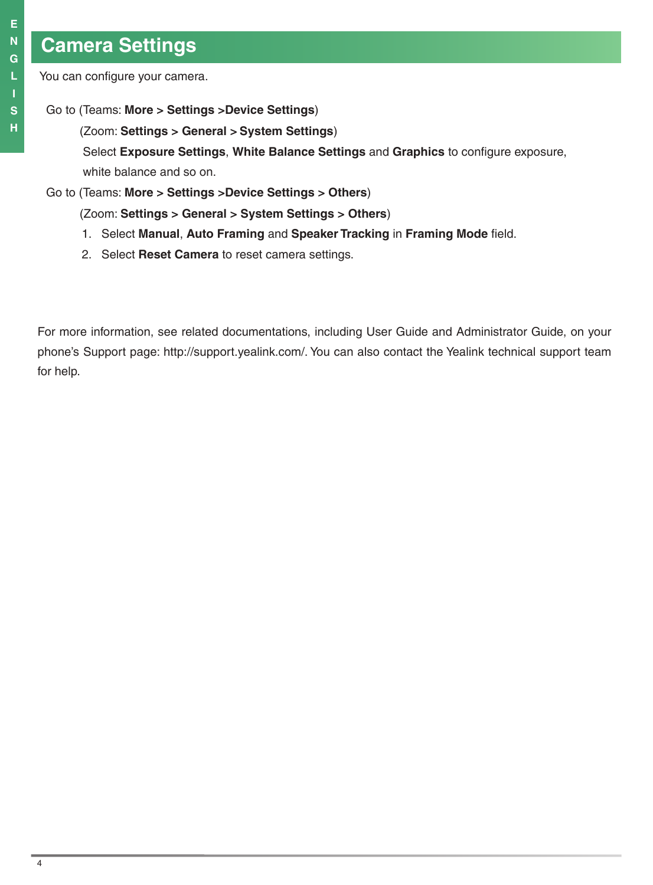## Camera Settings

You can configure your camera.

Go to (Teams: **More** > **Settings** >**Device Settings**)

(Zoom: **Settings** > **General** > **System Settings**)

Select **Exposure Settings**, **White Balance Settings** and **Graphics** to configure exposure, white balance and so on.

Go to (Teams: **More** > **Settings** >**Device Settings** > **Others**)

(Zoom: **Settings** > **General** > **System Settings** > **Others**)

1. Select **Manual**, **Auto Framing** and **Speaker Tracking** in **Framing Mode** field.
2. Select **Reset Camera** to reset camera settings.

For more information, see related documentations, including User Guide and Administrator Guide, on your phone's Support page: http://support.yealink.com/. You can also contact the Yealink technical support team for help.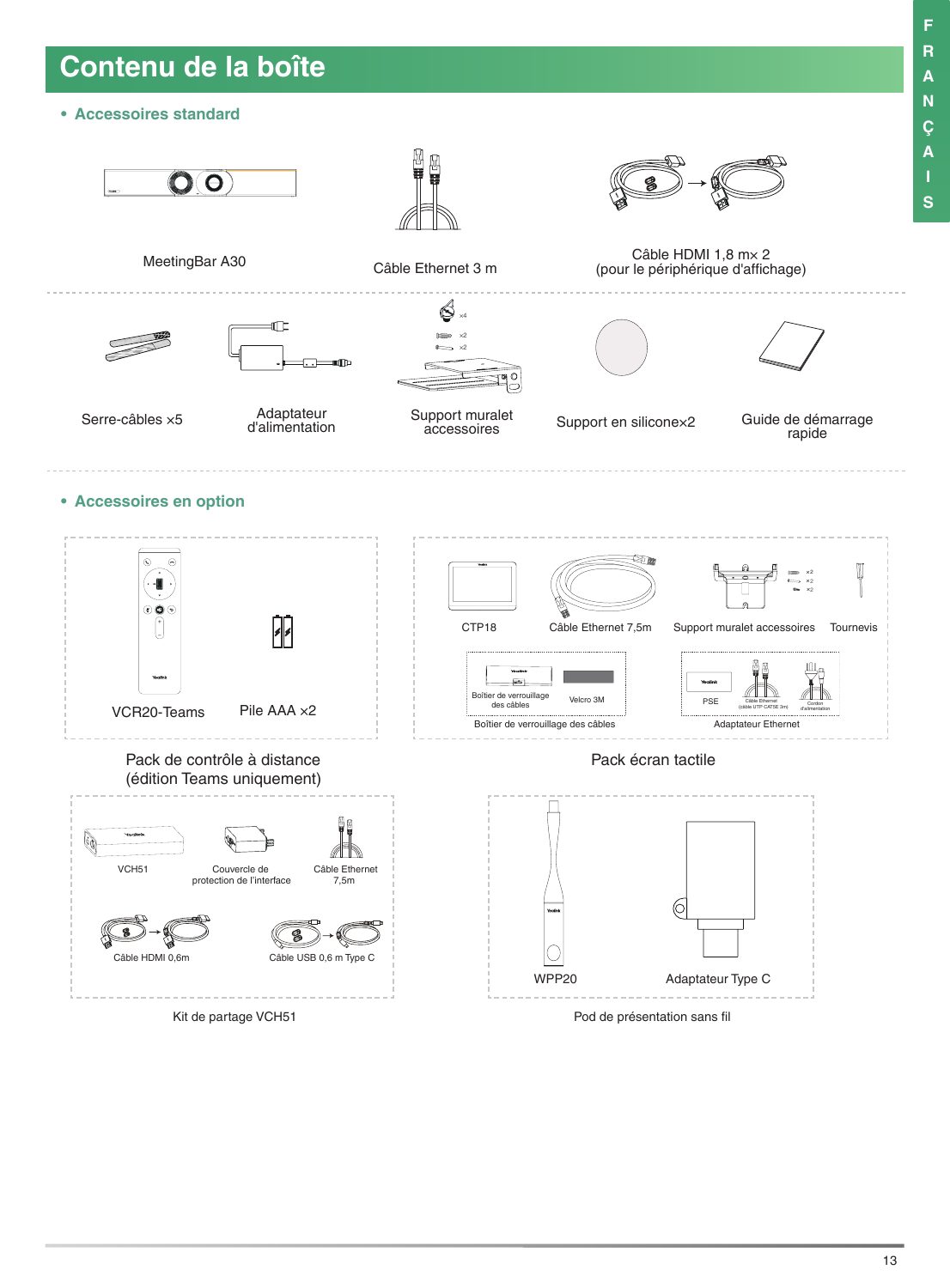# Contenu de la boîte

## • Accessoires standard

MeetingBar A30

Câble Ethernet 3 m

Câble HDMI 1,8 m× 2 (pour le périphérique d'affichage)

Serre-câbles ×5

Adaptateur d'alimentation

Support muralet accessoires

Support en silicone×2

Guide de démarrage rapide

## • Accessoires en option

**Pack de contrôle à distance (édition Teams uniquement)**

- VCR20-Teams
- Pile AAA ×2

**Pack écran tactile**

- CTP18
- Câble Ethernet 7,5m
- Support muralet accessoires
- Tournevis
- Boîtier de verrouillage des câbles
  - Boîtier de verrouillage des câbles
  - Velcro 3M
- Adaptateur Ethernet
  - PSE
  - Câble Ethernet (câble UTP CAT5E 3m)
  - Cordon d'alimentation

**Kit de partage VCH51**

- VCH51
- Couvercle de protection de l'interface
- Câble Ethernet 7,5m
- Câble HDMI 0,6m
- Câble USB 0,6 m Type C

**Pod de présentation sans fil**

- WPP20
- Adaptateur Type C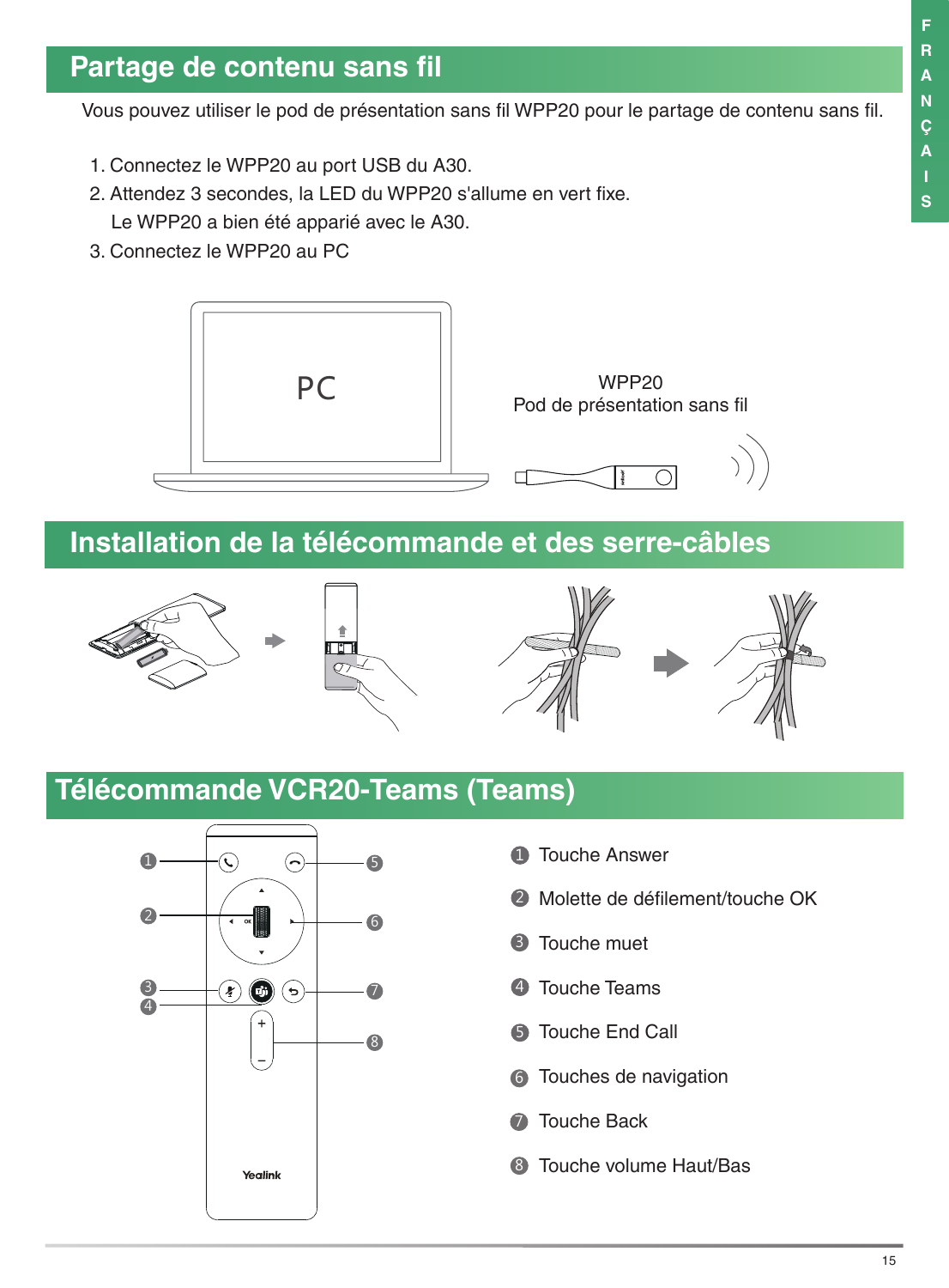## Partage de contenu sans fil

Vous pouvez utiliser le pod de présentation sans fil WPP20 pour le partage de contenu sans fil.

1. Connectez le WPP20 au port USB du A30.
2. Attendez 3 secondes, la LED du WPP20 s'allume en vert fixe.
   Le WPP20 a bien été apparié avec le A30.
3. Connectez le WPP20 au PC

PC

WPP20
Pod de présentation sans fil

## Installation de la télécommande et des serre-câbles

## Télécommande VCR20-Teams (Teams)

1. Touche Answer
2. Molette de défilement/touche OK
3. Touche muet
4. Touche Teams
5. Touche End Call
6. Touches de navigation
7. Touche Back
8. Touche volume Haut/Bas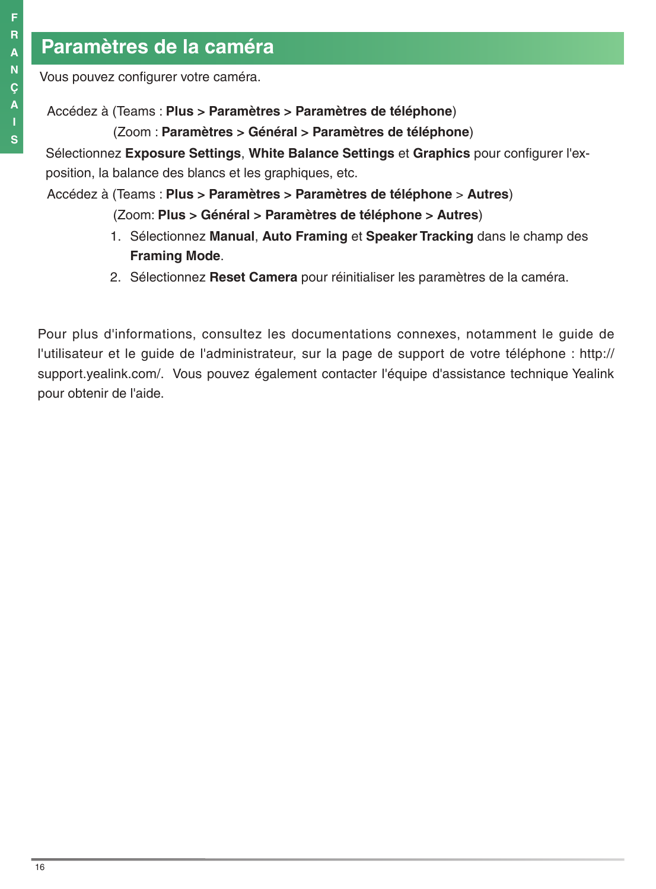## Paramètres de la caméra

Vous pouvez configurer votre caméra.

Accédez à (Teams : **Plus** > **Paramètres** > **Paramètres de téléphone**)

(Zoom : **Paramètres** > **Général** > **Paramètres de téléphone**)

Sélectionnez **Exposure Settings**, **White Balance Settings** et **Graphics** pour configurer l'exposition, la balance des blancs et les graphiques, etc.

Accédez à (Teams : **Plus** > **Paramètres** > **Paramètres de téléphone** > **Autres**)

(Zoom: **Plus** > **Général** > **Paramètres de téléphone** > **Autres**)

1. Sélectionnez **Manual**, **Auto Framing** et **Speaker Tracking** dans le champ des **Framing Mode**.
2. Sélectionnez **Reset Camera** pour réinitialiser les paramètres de la caméra.

Pour plus d'informations, consultez les documentations connexes, notamment le guide de l'utilisateur et le guide de l'administrateur, sur la page de support de votre téléphone : http://support.yealink.com/. Vous pouvez également contacter l'équipe d'assistance technique Yealink pour obtenir de l'aide.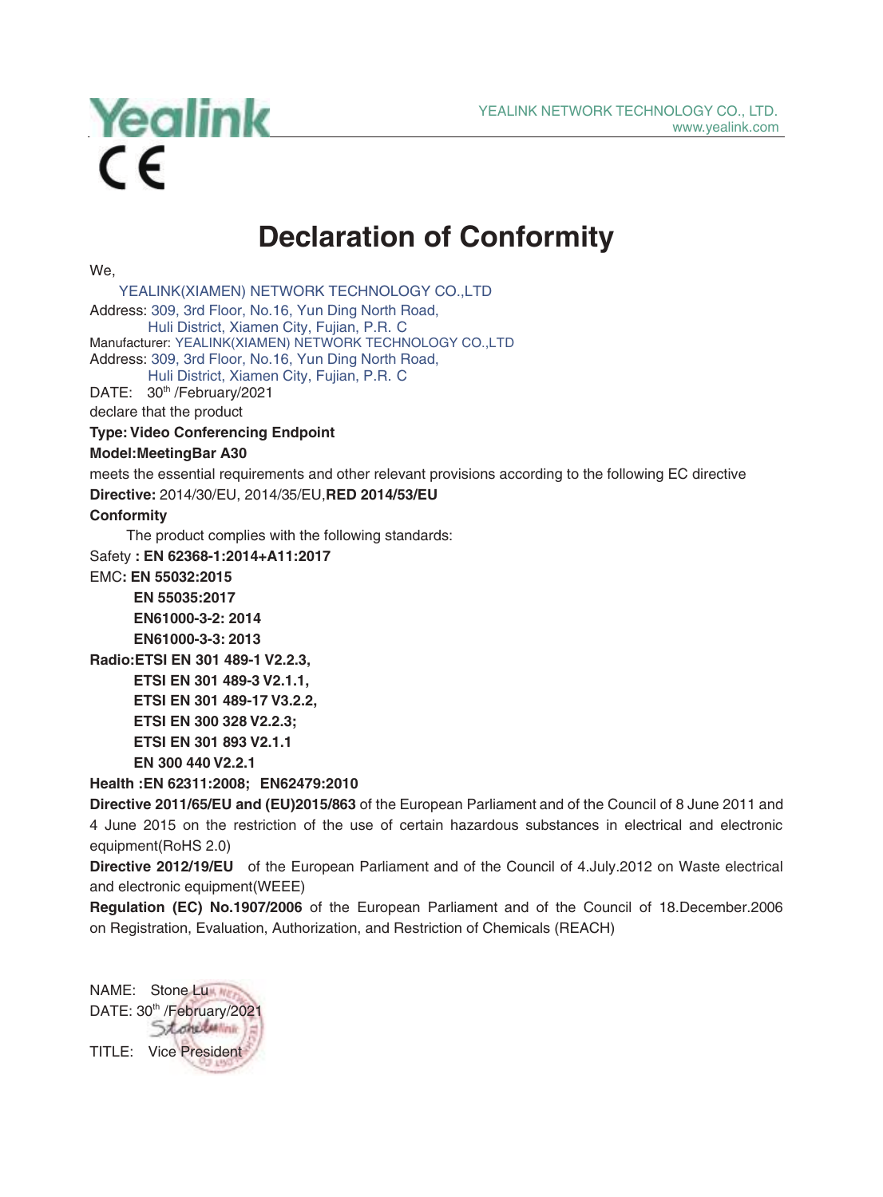Yealink

CE

YEALINK NETWORK TECHNOLOGY CO., LTD.
www.yealink.com

# Declaration of Conformity

We,

YEALINK(XIAMEN) NETWORK TECHNOLOGY CO.,LTD

Address: 309, 3rd Floor, No.16, Yun Ding North Road,
Huli District, Xiamen City, Fujian, P.R. C

Manufacturer: YEALINK(XIAMEN) NETWORK TECHNOLOGY CO.,LTD

Address: 309, 3rd Floor, No.16, Yun Ding North Road,
Huli District, Xiamen City, Fujian, P.R. C

DATE: 30th /February/2021

declare that the product

**Type: Video Conferencing Endpoint**

**Model:MeetingBar A30**

meets the essential requirements and other relevant provisions according to the following EC directive

**Directive:** 2014/30/EU, 2014/35/EU,**RED 2014/53/EU**

**Conformity**

The product complies with the following standards:

Safety **: EN 62368-1:2014+A11:2017**

EMC**: EN 55032:2015**

**EN 55035:2017**

**EN61000-3-2: 2014**

**EN61000-3-3: 2013**

**Radio:ETSI EN 301 489-1 V2.2.3,**

**ETSI EN 301 489-3 V2.1.1,**

**ETSI EN 301 489-17 V3.2.2,**

**ETSI EN 300 328 V2.2.3;**

**ETSI EN 301 893 V2.1.1**

**EN 300 440 V2.2.1**

**Health :EN 62311:2008; EN62479:2010**

**Directive 2011/65/EU and (EU)2015/863** of the European Parliament and of the Council of 8 June 2011 and 4 June 2015 on the restriction of the use of certain hazardous substances in electrical and electronic equipment(RoHS 2.0)

**Directive 2012/19/EU** of the European Parliament and of the Council of 4.July.2012 on Waste electrical and electronic equipment(WEEE)

**Regulation (EC) No.1907/2006** of the European Parliament and of the Council of 18.December.2006 on Registration, Evaluation, Authorization, and Restriction of Chemicals (REACH)

NAME: Stone Lu

DATE: 30th /February/2021

TITLE: Vice President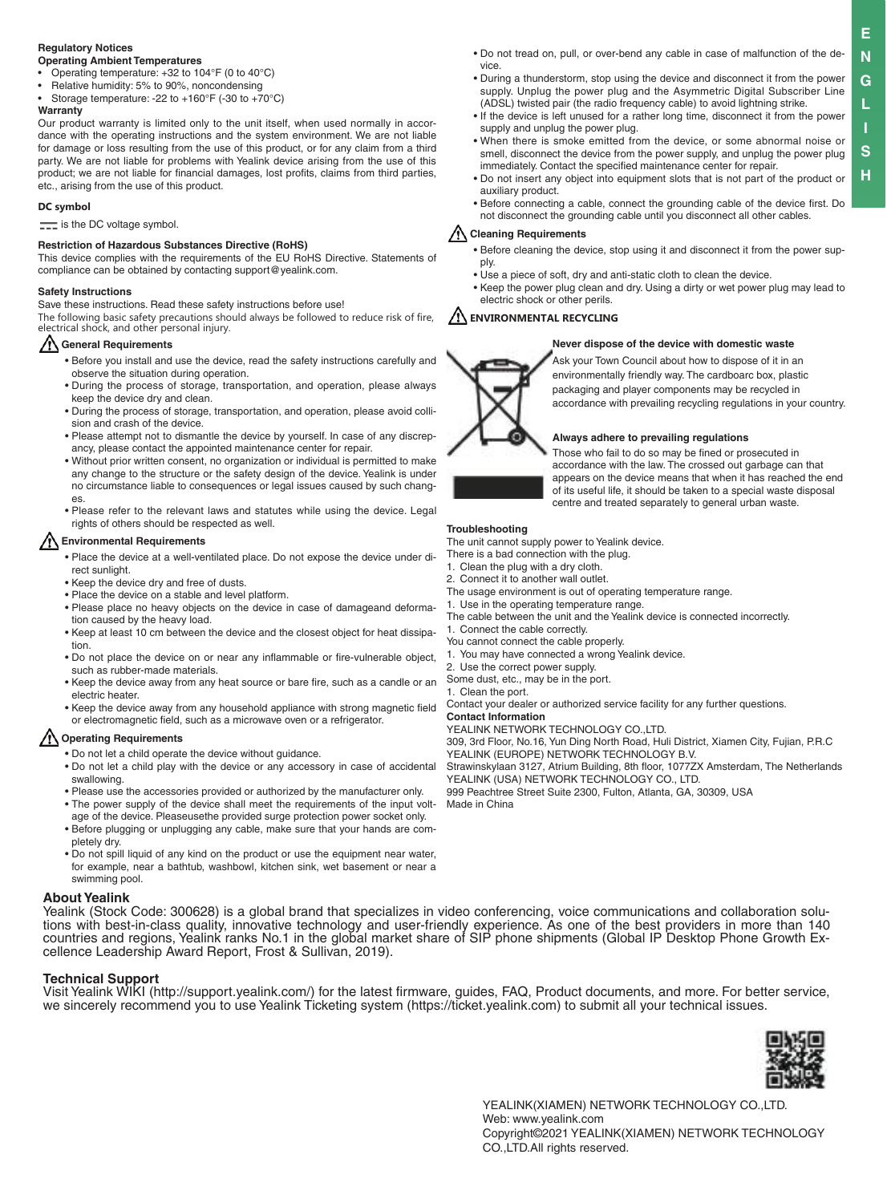## Regulatory Notices

### Operating Ambient Temperatures

- Operating temperature: +32 to 104°F (0 to 40°C)
- Relative humidity: 5% to 90%, noncondensing
- Storage temperature: -22 to +160°F (-30 to +70°C)

### Warranty

Our product warranty is limited only to the unit itself, when used normally in accordance with the operating instructions and the system environment. We are not liable for damage or loss resulting from the use of this product, or for any claim from a third party. We are not liable for problems with Yealink device arising from the use of this product; we are not liable for financial damages, lost profits, claims from third parties, etc., arising from the use of this product.

### DC symbol

⎓ is the DC voltage symbol.

### Restriction of Hazardous Substances Directive (RoHS)

This device complies with the requirements of the EU RoHS Directive. Statements of compliance can be obtained by contacting support@yealink.com.

### Safety Instructions

Save these instructions. Read these safety instructions before use!

The following basic safety precautions should always be followed to reduce risk of fire, electrical shock, and other personal injury.

#### General Requirements

- Before you install and use the device, read the safety instructions carefully and observe the situation during operation.
- During the process of storage, transportation, and operation, please always keep the device dry and clean.
- During the process of storage, transportation, and operation, please avoid collision and crash of the device.
- Please attempt not to dismantle the device by yourself. In case of any discrepancy, please contact the appointed maintenance center for repair.
- Without prior written consent, no organization or individual is permitted to make any change to the structure or the safety design of the device. Yealink is under no circumstance liable to consequences or legal issues caused by such changes.
- Please refer to the relevant laws and statutes while using the device. Legal rights of others should be respected as well.

#### Environmental Requirements

- Place the device at a well-ventilated place. Do not expose the device under direct sunlight.
- Keep the device dry and free of dusts.
- Place the device on a stable and level platform.
- Please place no heavy objects on the device in case of damageand deformation caused by the heavy load.
- Keep at least 10 cm between the device and the closest object for heat dissipation.
- Do not place the device on or near any inflammable or fire-vulnerable object, such as rubber-made materials.
- Keep the device away from any heat source or bare fire, such as a candle or an electric heater.
- Keep the device away from any household appliance with strong magnetic field or electromagnetic field, such as a microwave oven or a refrigerator.

#### Operating Requirements

- Do not let a child operate the device without guidance.
- Do not let a child play with the device or any accessory in case of accidental swallowing.
- Please use the accessories provided or authorized by the manufacturer only.
- The power supply of the device shall meet the requirements of the input voltage of the device. Pleaseusethe provided surge protection power socket only.
- Before plugging or unplugging any cable, make sure that your hands are completely dry.
- Do not spill liquid of any kind on the product or use the equipment near water, for example, near a bathtub, washbowl, kitchen sink, wet basement or near a swimming pool.
- Do not tread on, pull, or over-bend any cable in case of malfunction of the device.
- During a thunderstorm, stop using the device and disconnect it from the power supply. Unplug the power plug and the Asymmetric Digital Subscriber Line (ADSL) twisted pair (the radio frequency cable) to avoid lightning strike.
- If the device is left unused for a rather long time, disconnect it from the power supply and unplug the power plug.
- When there is smoke emitted from the device, or some abnormal noise or smell, disconnect the device from the power supply, and unplug the power plug immediately. Contact the specified maintenance center for repair.
- Do not insert any object into equipment slots that is not part of the product or auxiliary product.
- Before connecting a cable, connect the grounding cable of the device first. Do not disconnect the grounding cable until you disconnect all other cables.

#### Cleaning Requirements

- Before cleaning the device, stop using it and disconnect it from the power supply.
- Use a piece of soft, dry and anti-static cloth to clean the device.
- Keep the power plug clean and dry. Using a dirty or wet power plug may lead to electric shock or other perils.

#### ENVIRONMENTAL RECYCLING

**Never dispose of the device with domestic waste**

Ask your Town Council about how to dispose of it in an environmentally friendly way. The cardboarc box, plastic packaging and player components may be recycled in accordance with prevailing recycling regulations in your country.

**Always adhere to prevailing regulations**

Those who fail to do so may be fined or prosecuted in accordance with the law. The crossed out garbage can that appears on the device means that when it has reached the end of its useful life, it should be taken to a special waste disposal centre and treated separately to general urban waste.

### Troubleshooting

The unit cannot supply power to Yealink device.

There is a bad connection with the plug.

1. Clean the plug with a dry cloth.
2. Connect it to another wall outlet.

The usage environment is out of operating temperature range.

1. Use in the operating temperature range.

The cable between the unit and the Yealink device is connected incorrectly.

1. Connect the cable correctly.

You cannot connect the cable properly.

1. You may have connected a wrong Yealink device.
2. Use the correct power supply.

Some dust, etc., may be in the port.

1. Clean the port.

Contact your dealer or authorized service facility for any further questions.

### Contact Information

YEALINK NETWORK TECHNOLOGY CO.,LTD.
309, 3rd Floor, No.16, Yun Ding North Road, Huli District, Xiamen City, Fujian, P.R.C
YEALINK (EUROPE) NETWORK TECHNOLOGY B.V.
Strawinskylaan 3127, Atrium Building, 8th floor, 1077ZX Amsterdam, The Netherlands
YEALINK (USA) NETWORK TECHNOLOGY CO., LTD.
999 Peachtree Street Suite 2300, Fulton, Atlanta, GA, 30309, USA
Made in China

## About Yealink

Yealink (Stock Code: 300628) is a global brand that specializes in video conferencing, voice communications and collaboration solutions with best-in-class quality, innovative technology and user-friendly experience. As one of the best providers in more than 140 countries and regions, Yealink ranks No.1 in the global market share of SIP phone shipments (Global IP Desktop Phone Growth Excellence Leadership Award Report, Frost & Sullivan, 2019).

## Technical Support

Visit Yealink WIKI (http://support.yealink.com/) for the latest firmware, guides, FAQ, Product documents, and more. For better service, we sincerely recommend you to use Yealink Ticketing system (https://ticket.yealink.com) to submit all your technical issues.

YEALINK(XIAMEN) NETWORK TECHNOLOGY CO.,LTD.
Web: www.yealink.com
Copyright©2021 YEALINK(XIAMEN) NETWORK TECHNOLOGY CO.,LTD.All rights reserved.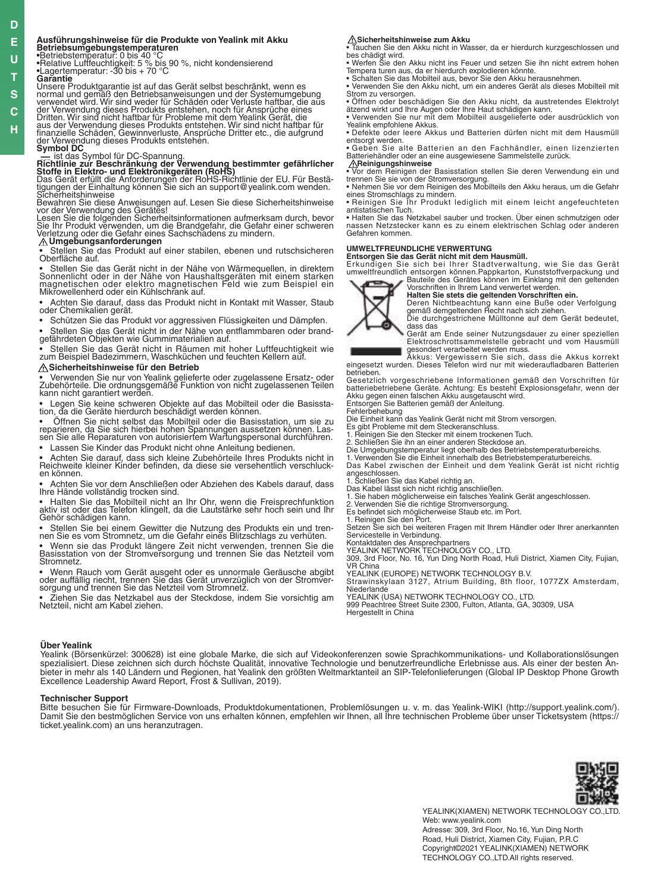## Ausführungshinweise für die Produkte von Yealink mit Akku

**Betriebsumgebungstemperaturen**

- Betriebstemperatur: 0 bis 40 °C
- Relative Luftfeuchtigkeit: 5 % bis 90 %, nicht kondensierend
- Lagertemperatur: -30 bis + 70 °C

**Garantie**

Unsere Produktgarantie ist auf das Gerät selbst beschränkt, wenn es normal und gemäß den Betriebsanweisungen und der Systemumgebung verwendet wird. Wir sind weder für Schäden oder Verluste haftbar, die aus der Verwendung dieses Produkts entstehen, noch für Ansprüche eines Dritten. Wir sind nicht haftbar für Probleme mit dem Yealink Gerät, die aus der Verwendung dieses Produkts entstehen. Wir sind nicht haftbar für finanzielle Schäden, Gewinnverluste, Ansprüche Dritter etc., die aufgrund der Verwendung dieses Produkts entstehen.

**Symbol DC**

⎓ ist das Symbol für DC-Spannung.

**Richtlinie zur Beschränkung der Verwendung bestimmter gefährlicher Stoffe in Elektro- und Elektronikgeräten (RoHS)**

Das Gerät erfüllt die Anforderungen der RoHS-Richtlinie der EU. Für Bestätigungen der Einhaltung können Sie sich an support@yealink.com wenden.

Sicherheitshinweise

Bewahren Sie diese Anweisungen auf. Lesen Sie diese Sicherheitshinweise vor der Verwendung des Gerätes!

Lesen Sie die folgenden Sicherheitsinformationen aufmerksam durch, bevor Sie Ihr Produkt verwenden, um die Brandgefahr, die Gefahr einer schweren Verletzung oder die Gefahr eines Sachschadens zu mindern.

**⚠ Umgebungsanforderungen**

- Stellen Sie das Produkt auf einer stabilen, ebenen und rutschsicheren Oberfläche auf.
- Stellen Sie das Gerät nicht in der Nähe von Wärmequellen, in direktem Sonnenlicht oder in der Nähe von Haushaltsgeräten mit einem starken magnetischen oder elektro magnetischen Feld wie zum Beispiel ein Mikrowellenherd oder ein Kühlschrank auf.
- Achten Sie darauf, dass das Produkt nicht in Kontakt mit Wasser, Staub oder Chemikalien gerät.
- Schützen Sie das Produkt vor aggressiven Flüssigkeiten und Dämpfen.
- Stellen Sie das Gerät nicht in der Nähe von entflammbaren oder brandgefährdeten Objekten wie Gummimaterialien auf.
- Stellen Sie das Gerät nicht in Räumen mit hoher Luftfeuchtigkeit wie zum Beispiel Badezimmern, Waschküchen und feuchten Kellern auf.

**⚠ Sicherheitshinweise für den Betrieb**

- Verwenden Sie nur von Yealink gelieferte oder zugelassene Ersatz- oder Zubehörteile. Die ordnungsgemäße Funktion von nicht zugelassenen Teilen kann nicht garantiert werden.
- Legen Sie keine schweren Objekte auf das Mobilteil oder die Basisstation, da die Geräte hierdurch beschädigt werden können.
- Öffnen Sie nicht selbst das Mobilteil oder die Basisstation, um sie zu reparieren, da Sie sich hierbei hohen Spannungen aussetzen können. Lassen Sie alle Reparaturen von autorisiertem Wartungspersonal durchführen.
- Lassen Sie Kinder das Produkt nicht ohne Anleitung bedienen.
- Achten Sie darauf, dass sich kleine Zubehörteile Ihres Produkts nicht in Reichweite kleiner Kinder befinden, da diese sie versehentlich verschlucken können.
- Achten Sie vor dem Anschließen oder Abziehen des Kabels darauf, dass Ihre Hände vollständig trocken sind.
- Halten Sie das Mobilteil nicht an Ihr Ohr, wenn die Freisprechfunktion aktiv ist oder das Telefon klingelt, da die Lautstärke sehr hoch sein und Ihr Gehör schädigen kann.
- Stellen Sie bei einem Gewitter die Nutzung des Produkts ein und trennen Sie es vom Stromnetz, um die Gefahr eines Blitzschlags zu verhüten.
- Wenn sie das Produkt längere Zeit nicht verwenden, trennen Sie die Basisstation von der Stromversorgung und trennen Sie das Netzteil vom Stromnetz.
- Wenn Rauch vom Gerät ausgeht oder es unnormale Geräusche abgibt oder auffällig riecht, trennen Sie das Gerät unverzüglich von der Stromversorgung und trennen Sie das Netzteil vom Stromnetz.
- Ziehen Sie das Netzkabel aus der Steckdose, indem Sie vorsichtig am Netzteil, nicht am Kabel ziehen.

**⚠ Sicherheitshinweise zum Akku**

- Tauchen Sie den Akku nicht in Wasser, da er hierdurch kurzgeschlossen und bes chädigt wird.
- Werfen Sie den Akku nicht ins Feuer und setzen Sie ihn nicht extrem hohen Tempera turen aus, da er hierdurch explodieren könnte.
- Schalten Sie das Mobilteil aus, bevor Sie den Akku herausnehmen.
- Verwenden Sie den Akku nicht, um ein anderes Gerät als dieses Mobilteil mit Strom zu versorgen.
- Öffnen oder beschädigen Sie den Akku nicht, da austretendes Elektrolyt ätzend wirkt und Ihre Augen oder Ihre Haut schädigen kann.
- Verwenden Sie nur mit dem Mobilteil ausgelieferte oder ausdrücklich von Yealink empfohlene Akkus.
- Defekte oder leere Akkus und Batterien dürfen nicht mit dem Hausmüll entsorgt werden.
- Geben Sie alte Batterien an den Fachhändler, einen lizenzierten Batteriehändler oder an eine ausgewiesene Sammelstelle zurück.

**⚠ Reinigungshinweise**

- Vor dem Reinigen der Basisstation stellen Sie deren Verwendung ein und trennen Sie sie von der Stromversorgung.
- Nehmen Sie vor dem Reinigen des Mobilteils den Akku heraus, um die Gefahr eines Stromschlags zu mindern.
- Reinigen Sie Ihr Produkt lediglich mit einem leicht angefeuchteten antistatischen Tuch.
- Halten Sie das Netzkabel sauber und trocken. Über einen schmutzigen oder nassen Netzstecker kann es zu einem elektrischen Schlag oder anderen Gefahren kommen.

**UMWELTFREUNDLICHE VERWERTUNG**

**Entsorgen Sie das Gerät nicht mit dem Hausmüll.**

Erkundigen Sie sich bei Ihrer Stadtverwaltung, wie Sie das Gerät umweltfreundlich entsorgen können.Pappkarton, Kunststoffverpackung und Bauteile des Gerätes können im Einklang mit den geltenden Vorschriften in Ihrem Land verwertet werden.

**Halten Sie stets die geltenden Vorschriften ein.**

Deren Nichtbeachtung kann eine Buße oder Verfolgung gemäß demgeltenden Recht nach sich ziehen.

Die durchgestrichene Mülltonne auf dem Gerät bedeutet, dass das Gerät am Ende seiner Nutzungsdauer zu einer speziellen Elektroschrottsammelstelle gebracht und vom Hausmüll gesondert verarbeitet werden muss.

Akkus: Vergewissern Sie sich, dass die Akkus korrekt eingesetzt wurden. Dieses Telefon wird nur mit wiederaufladbaren Batterien betrieben.

Gesetzlich vorgeschriebene Informationen gemäß den Vorschriften für batteriebetriebene Geräte. Achtung: Es besteht Explosionsgefahr, wenn der Akku gegen einen falschen Akku ausgetauscht wird.

Entsorgen Sie Batterien gemäß der Anleitung.

Fehlerbehebung

Die Einheit kann das Yealink Gerät nicht mit Strom versorgen.

Es gibt Probleme mit dem Steckeranschluss.

1. Reinigen Sie den Stecker mit einem trockenen Tuch.
2. Schließen Sie ihn an einer anderen Steckdose an.

Die Umgebungstemperatur liegt oberhalb des Betriebstemperaturbereichs.

1. Verwenden Sie die Einheit innerhalb des Betriebstemperaturbereichs.

Das Kabel zwischen der Einheit und dem Yealink Gerät ist nicht richtig angeschlossen.

1. Schließen Sie das Kabel richtig an.

Das Kabel lässt sich nicht richtig anschließen.

1. Sie haben möglicherweise ein falsches Yealink Gerät angeschlossen.
2. Verwenden Sie die richtige Stromversorgung.

Es befindet sich möglicherweise Staub etc. im Port.

1. Reinigen Sie den Port.

Setzen Sie sich bei weiteren Fragen mit Ihrem Händler oder Ihrer anerkannten Servicestelle in Verbindung.

Kontaktdaten des Ansprechpartners

YEALINK NETWORK TECHNOLOGY CO., LTD.
309, 3rd Floor, No. 16, Yun Ding North Road, Huli District, Xiamen City, Fujian, VR China

YEALINK (EUROPE) NETWORK TECHNOLOGY B.V.
Strawinskylaan 3127, Atrium Building, 8th floor, 1077ZX Amsterdam, Niederlande

YEALINK (USA) NETWORK TECHNOLOGY CO., LTD.
999 Peachtree Street Suite 2300, Fulton, Atlanta, GA, 30309, USA

Hergestellt in China

**Über Yealink**

Yealink (Börsenkürzel: 300628) ist eine globale Marke, die sich auf Videokonferenzen sowie Sprachkommunikations- und Kollaborationslösungen spezialisiert. Diese zeichnen sich durch höchste Qualität, innovative Technologie und benutzerfreundliche Erlebnisse aus. Als einer der besten Anbieter in mehr als 140 Ländern und Regionen, hat Yealink den größten Weltmarktanteil an SIP-Telefonlieferungen (Global IP Desktop Phone Growth Excellence Leadership Award Report, Frost & Sullivan, 2019).

**Technischer Support**

Bitte besuchen Sie für Firmware-Downloads, Produktdokumentationen, Problemlösungen u. v. m. das Yealink-WIKI (http://support.yealink.com/). Damit Sie den bestmöglichen Service von uns erhalten können, empfehlen wir Ihnen, all Ihre technischen Probleme über unser Ticketsystem (https://ticket.yealink.com) an uns heranzutragen.

YEALINK(XIAMEN) NETWORK TECHNOLOGY CO.,LTD.
Web: www.yealink.com
Adresse: 309, 3rd Floor, No.16, Yun Ding North Road, Huli District, Xiamen City, Fujian, P.R.C
Copyright©2021 YEALINK(XIAMEN) NETWORK TECHNOLOGY CO.,LTD.All rights reserved.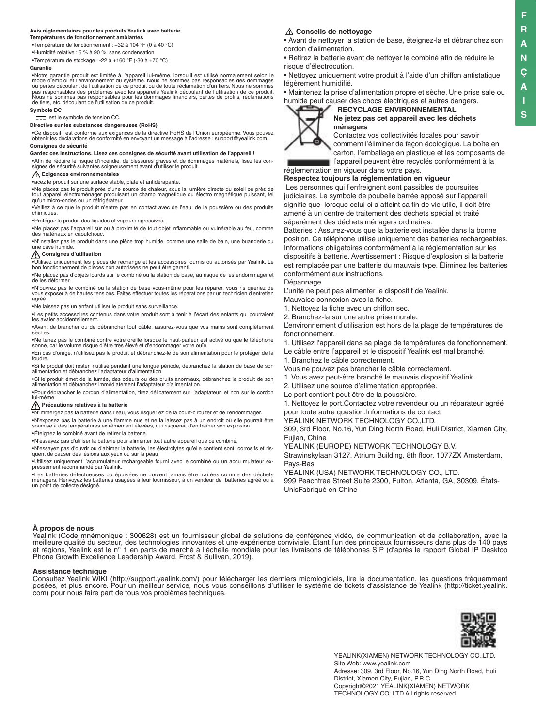**Avis réglementaires pour les produits Yealink avec batterie**

**Températures de fonctionnement ambiantes**

- Température de fonctionnement : +32 à 104 °F (0 à 40 °C)
- Humidité relative : 5 % à 90 %, sans condensation
- Température de stockage : -22 à +160 °F (-30 à +70 °C)

**Garantie**

- Notre garantie produit est limitée à l'appareil lui-même, lorsqu'il est utilisé normalement selon le mode d'emploi et l'environnement du système. Nous ne sommes pas responsables des dommages ou pertes découlant de l'utilisation de ce produit ou de toute réclamation d'un tiers. Nous ne sommes pas responsables des problèmes avec les appareils Yealink découlant de l'utilisation de ce produit. Nous ne sommes pas responsables pour les dommages financiers, pertes de profits, réclamations de tiers, etc. découlant de l'utilisation de ce produit.

**Symbole DC**

⎓ est le symbole de tension CC.

**Directive sur les substances dangereuses (RoHS)**

- Ce dispositif est conforme aux exigences de la directive RoHS de l'Union européenne. Vous pouvez obtenir les déclarations de conformité en envoyant un message à l'adresse : support@yealink.com..

**Consignes de sécurité**

**Gardez ces instructions. Lisez ces consignes de sécurité avant utilisation de l'appareil !**

- Afin de réduire le risque d'incendie, de blessures graves et de dommages matériels, lisez les consignes de sécurité suivantes soigneusement avant d'utiliser le produit.

**⚠ Exigences environnementales**

- acez le produit sur une surface stable, plate et antidérapante.
- Ne placez pas le produit près d'une source de chaleur, sous la lumière directe du soleil ou près de tout appareil électroménager produisant un champ magnétique ou électro magnétique puissant, tel qu'un micro-ondes ou un réfrigérateur.
- Veillez à ce que le produit n'entre pas en contact avec de l'eau, de la poussière ou des produits chimiques.
- Protégez le produit des liquides et vapeurs agressives.
- Ne placez pas l'appareil sur ou à proximité de tout objet inflammable ou vulnérable au feu, comme des matériaux en caoutchouc.
- N'installez pas le produit dans une pièce trop humide, comme une salle de bain, une buanderie ou une cave humide.

**⚠ Consignes d'utilisation**

- Utilisez uniquement les pièces de rechange et les accessoires fournis ou autorisés par Yealink. Le bon fonctionnement de pièces non autorisées ne peut être garanti.
- Ne placez pas d'objets lourds sur le combiné ou la station de base, au risque de les endommager et de les déformer.
- N'ouvrez pas le combiné ou la station de base vous-même pour les réparer, vous ris queriez de vous exposer à de hautes tensions. Faites effectuer toutes les réparations par un technicien d'entretien agréé.
- Ne laissez pas un enfant utiliser le produit sans surveillance.
- Les petits accessoires contenus dans votre produit sont à tenir à l'écart des enfants qui pourraient les avaler accidentellement.
- Avant de brancher ou de débrancher tout câble, assurez-vous que vos mains sont complètement sèches.
- Ne tenez pas le combiné contre votre oreille lorsque le haut-parleur est activé ou que le téléphone sonne, car le volume risque d'être très élevé et d'endommager votre ouïe.
- En cas d'orage, n'utilisez pas le produit et débranchez-le de son alimentation pour le protéger de la foudre.
- Si le produit doit rester inutilisé pendant une longue période, débranchez la station de base de son alimentation et débranchez l'adaptateur d'alimentation.
- Si le produit émet de la fumée, des odeurs ou des bruits anormaux, débranchez le produit de son alimentation et débranchez immédiatement l'adaptateur d'alimentation.
- Pour débrancher le cordon d'alimentation, tirez délicatement sur l'adaptateur, et non sur le cordon lui-même.

**⚠ Précautions relatives à la batterie**

- N'immergez pas la batterie dans l'eau, vous risqueriez de la court-circuiter et de l'endommager.
- N'exposez pas la batterie à une flamme nue et ne la laissez pas à un endroit où elle pourrait être soumise à des températures extrêmement élevées, qui risquerait d'en traîner son explosion.
- Éteignez le combiné avant de retirer la batterie.
- N'essayez pas d'utiliser la batterie pour alimenter tout autre appareil que ce combiné.
- N'essayez pas d'ouvrir ou d'abîmer la batterie, les électrolytes qu'elle contient sont corrosifs et risquent de causer des lésions aux yeux ou sur la peau
- Utilisez uniquement l'accumulateur rechargeable fourni avec le combiné ou un accu mulateur expressément recommandé par Yealink.
- Les batteries défectueuses ou épuisées ne doivent jamais être traitées comme des déchets ménagers. Renvoyez les batteries usagées à leur fournisseur, à un vendeur de batteries agréé ou à un point de collecte désigné.

**⚠ Conseils de nettoyage**

- Avant de nettoyer la station de base, éteignez-la et débranchez son cordon d'alimentation.
- Retirez la batterie avant de nettoyer le combiné afin de réduire le risque d'électrocution.
- Nettoyez uniquement votre produit à l'aide d'un chiffon antistatique légèrement humidifié.
- Maintenez la prise d'alimentation propre et sèche. Une prise sale ou humide peut causer des chocs électriques et autres dangers.

**RECYCLAGE ENVIRONNEMENTAL**

**Ne jetez pas cet appareil avec les déchets ménagers**

Contactez vos collectivités locales pour savoir comment l'éliminer de façon écologique. La boîte en carton, l'emballage en plastique et les composants de l'appareil peuvent être recyclés conformément à la réglementation en vigueur dans votre pays.

**Respectez toujours la réglementation en vigueur**

Les personnes qui l'enfreignent sont passibles de poursuites judiciaires. Le symbole de poubelle barrée apposé sur l'appareil signifie que lorsque celui-ci a atteint sa fin de vie utile, il doit être amené à un centre de traitement des déchets spécial et traité séparément des déchets ménagers ordinaires.

Batteries : Assurez-vous que la batterie est installée dans la bonne position. Ce téléphone utilise uniquement des batteries rechargeables. Informations obligatoires conformément à la réglementation sur les dispositifs à batterie. Avertissement : Risque d'explosion si la batterie est remplacée par une batterie du mauvais type. Éliminez les batteries conformément aux instructions.

Dépannage

L'unité ne peut pas alimenter le dispositif de Yealink.

Mauvaise connexion avec la fiche.

1. Nettoyez la fiche avec un chiffon sec.
2. Branchez-la sur une autre prise murale.

L'environnement d'utilisation est hors de la plage de températures de fonctionnement.

1. Utilisez l'appareil dans sa plage de températures de fonctionnement.

Le câble entre l'appareil et le dispositif Yealink est mal branché.

1. Branchez le câble correctement.

Vous ne pouvez pas brancher le câble correctement.

1. Vous avez peut-être branché le mauvais dispositif Yealink.
2. Utilisez une source d'alimentation appropriée.

Le port contient peut être de la poussière.

1. Nettoyez le port.Contactez votre revendeur ou un réparateur agréé pour toute autre question.Informations de contact

YEALINK NETWORK TECHNOLOGY CO.,LTD.

309, 3rd Floor, No.16, Yun Ding North Road, Huli District, Xiamen City, Fujian, Chine

YEALINK (EUROPE) NETWORK TECHNOLOGY B.V.

Strawinskylaan 3127, Atrium Building, 8th floor, 1077ZX Amsterdam, Pays-Bas

YEALINK (USA) NETWORK TECHNOLOGY CO., LTD.

999 Peachtree Street Suite 2300, Fulton, Atlanta, GA, 30309, États-UnisFabriqué en Chine

**À propos de nous**

Yealink (Code mnémonique : 300628) est un fournisseur global de solutions de conférence vidéo, de communication et de collaboration, avec la meilleure qualité du secteur, des technologies innovantes et une expérience conviviale. Étant l'un des principaux fournisseurs dans plus de 140 pays et régions, Yealink est le n° 1 en parts de marché à l'échelle mondiale pour les livraisons de téléphones SIP (d'après le rapport Global IP Desktop Phone Growth Excellence Leadership Award, Frost & Sullivan, 2019).

**Assistance technique**

Consultez Yealink WIKI (http://support.yealink.com/) pour télécharger les derniers micrologiciels, lire la documentation, les questions fréquemment posées, et plus encore. Pour un meilleur service, nous vous conseillons d'utiliser le système de tickets d'assistance de Yealink (http://ticket.yealink.com) pour nous faire part de tous vos problèmes techniques.

YEALINK(XIAMEN) NETWORK TECHNOLOGY CO.,LTD.
Site Web: www.yealink.com
Adresse: 309, 3rd Floor, No.16, Yun Ding North Road, Huli District, Xiamen City, Fujian, P.R.C
Copyright©2021 YEALINK(XIAMEN) NETWORK TECHNOLOGY CO.,LTD.All rights reserved.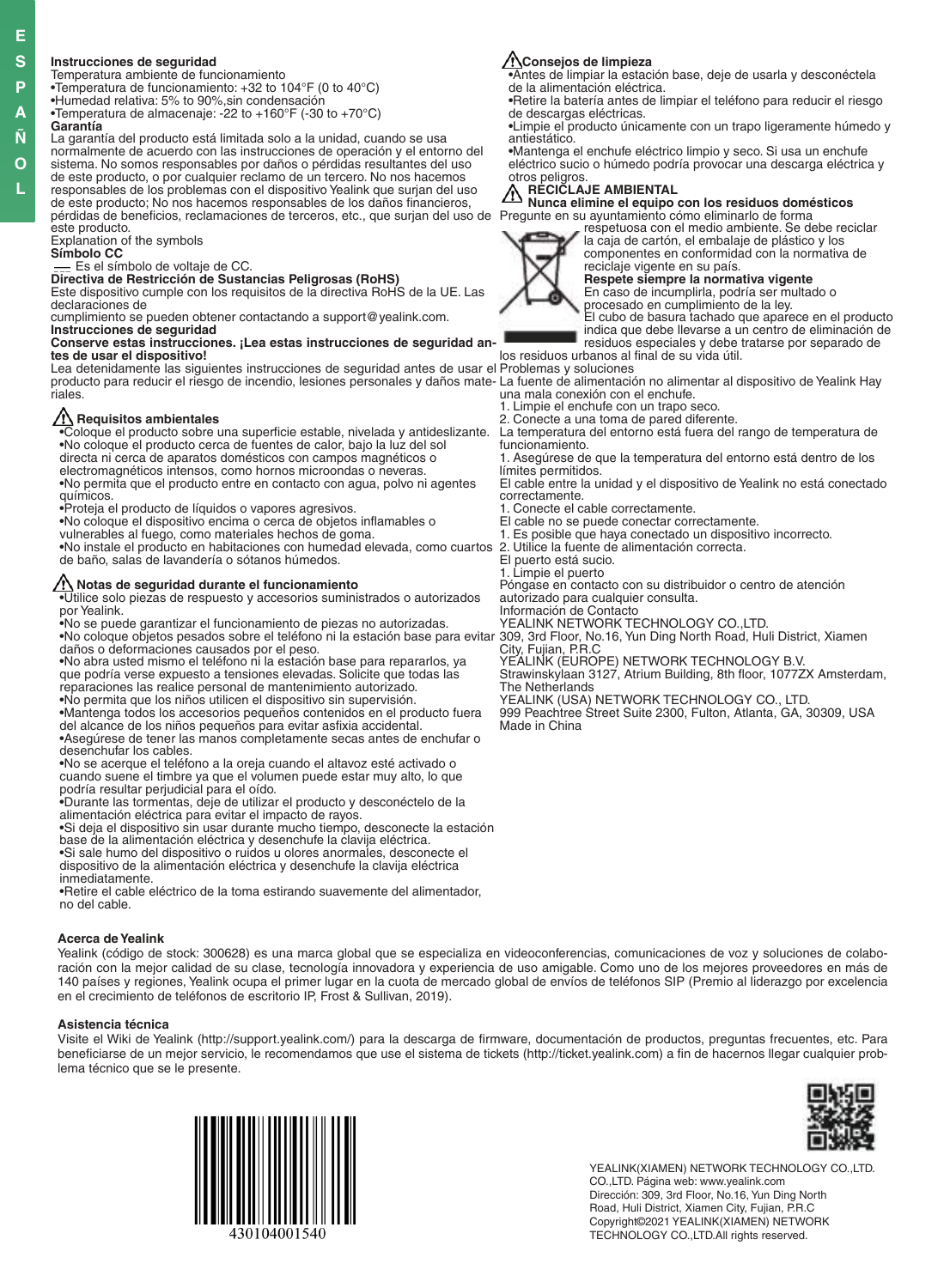ESPAÑOL

### Instrucciones de seguridad

Temperatura ambiente de funcionamiento

- Temperatura de funcionamiento: +32 to 104°F (0 to 40°C)
- Humedad relativa: 5% to 90%,sin condensación
- Temperatura de almacenaje: -22 to +160°F (-30 to +70°C)

**Garantía**

La garantía del producto está limitada solo a la unidad, cuando se usa normalmente de acuerdo con las instrucciones de operación y el entorno del sistema. No somos responsables por daños o pérdidas resultantes del uso de este producto, o por cualquier reclamo de un tercero. No nos hacemos responsables de los problemas con el dispositivo Yealink que surjan del uso de este producto; No nos hacemos responsables de los daños financieros, pérdidas de beneficios, reclamaciones de terceros, etc., que surjan del uso de este producto.

Explanation of the symbols

**Símbolo CC**

⎓ Es el símbolo de voltaje de CC.

**Directiva de Restricción de Sustancias Peligrosas (RoHS)**

Este dispositivo cumple con los requisitos de la directiva RoHS de la UE. Las declaraciones de cumplimiento se pueden obtener contactando a support@yealink.com.

**Instrucciones de seguridad**

**Conserve estas instrucciones. ¡Lea estas instrucciones de seguridad antes de usar el dispositivo!**

Lea detenidamente las siguientes instrucciones de seguridad antes de usar el producto para reducir el riesgo de incendio, lesiones personales y daños materiales.

**⚠ Requisitos ambientales**

- Coloque el producto sobre una superficie estable, nivelada y antideslizante.
- No coloque el producto cerca de fuentes de calor, bajo la luz del sol directa ni cerca de aparatos domésticos con campos magnéticos o electromagnéticos intensos, como hornos microondas o neveras.
- No permita que el producto entre en contacto con agua, polvo ni agentes químicos.
- Proteja el producto de líquidos o vapores agresivos.
- No coloque el dispositivo encima o cerca de objetos inflamables o vulnerables al fuego, como materiales hechos de goma.
- No instale el producto en habitaciones con humedad elevada, como cuartos de baño, salas de lavandería o sótanos húmedos.

**⚠ Notas de seguridad durante el funcionamiento**

- Utilice solo piezas de respuesto y accesorios suministrados o autorizados por Yealink.
- No se puede garantizar el funcionamiento de piezas no autorizadas.
- No coloque objetos pesados sobre el teléfono ni la estación base para evitar daños o deformaciones causados por el peso.
- No abra usted mismo el teléfono ni la estación base para repararlos, ya que podría verse expuesto a tensiones elevadas. Solicite que todas las reparaciones las realice personal de mantenimiento autorizado.
- No permita que los niños utilicen el dispositivo sin supervisión.
- Mantenga todos los accesorios pequeños contenidos en el producto fuera del alcance de los niños pequeños para evitar asfixia accidental.
- Asegúrese de tener las manos completamente secas antes de enchufar o desenchufar los cables.
- No se acerque el teléfono a la oreja cuando el altavoz esté activado o cuando suene el timbre ya que el volumen puede estar muy alto, lo que podría resultar perjudicial para el oído.
- Durante las tormentas, deje de utilizar el producto y desconéctelo de la alimentación eléctrica para evitar el impacto de rayos.
- Si deja el dispositivo sin usar durante mucho tiempo, desconecte la estación base de la alimentación eléctrica y desenchufe la clavija eléctrica.
- Si sale humo del dispositivo o ruidos u olores anormales, desconecte el dispositivo de la alimentación eléctrica y desenchufe la clavija eléctrica inmediatamente.
- Retire el cable eléctrico de la toma estirando suavemente del alimentador, no del cable.

**⚠ Consejos de limpieza**

- Antes de limpiar la estación base, deje de usarla y desconéctela de la alimentación eléctrica.
- Retire la batería antes de limpiar el teléfono para reducir el riesgo de descargas eléctricas.
- Limpie el producto únicamente con un trapo ligeramente húmedo y antiestático.
- Mantenga el enchufe eléctrico limpio y seco. Si usa un enchufe eléctrico sucio o húmedo podría provocar una descarga eléctrica y otros peligros.

**⚠ RECICLAJE AMBIENTAL**

**Nunca elimine el equipo con los residuos domésticos**

Pregunte en su ayuntamiento cómo eliminarlo de forma respetuosa con el medio ambiente. Se debe reciclar la caja de cartón, el embalaje de plástico y los componentes en conformidad con la normativa de reciclaje vigente en su país.

**Respete siempre la normativa vigente**

En caso de incumplirla, podría ser multado o procesado en cumplimiento de la ley.

El cubo de basura tachado que aparece en el producto indica que debe llevarse a un centro de eliminación de residuos especiales y debe tratarse por separado de los residuos urbanos al final de su vida útil.

Problemas y soluciones

La fuente de alimentación no alimentar al dispositivo de Yealink Hay una mala conexión con el enchufe.

1. Limpie el enchufe con un trapo seco.
2. Conecte a una toma de pared diferente.

La temperatura del entorno está fuera del rango de temperatura de funcionamiento.

1. Asegúrese de que la temperatura del entorno está dentro de los límites permitidos.

El cable entre la unidad y el dispositivo de Yealink no está conectado correctamente.

1. Conecte el cable correctamente.

El cable no se puede conectar correctamente.

1. Es posible que haya conectado un dispositivo incorrecto.
2. Utilice la fuente de alimentación correcta.

El puerto está sucio.

1. Limpie el puerto

Póngase en contacto con su distribuidor o centro de atención autorizado para cualquier consulta.

Información de Contacto

YEALINK NETWORK TECHNOLOGY CO.,LTD.
309, 3rd Floor, No.16, Yun Ding North Road, Huli District, Xiamen City, Fujian, P.R.C

YEALINK (EUROPE) NETWORK TECHNOLOGY B.V.
Strawinskylaan 3127, Atrium Building, 8th floor, 1077ZX Amsterdam, The Netherlands

YEALINK (USA) NETWORK TECHNOLOGY CO., LTD.
999 Peachtree Street Suite 2300, Fulton, Atlanta, GA, 30309, USA

Made in China

**Acerca de Yealink**

Yealink (código de stock: 300628) es una marca global que se especializa en videoconferencias, comunicaciones de voz y soluciones de colaboración con la mejor calidad de su clase, tecnología innovadora y experiencia de uso amigable. Como uno de los mejores proveedores en más de 140 países y regiones, Yealink ocupa el primer lugar en la cuota de mercado global de envíos de teléfonos SIP (Premio al liderazgo por excelencia en el crecimiento de teléfonos de escritorio IP, Frost & Sullivan, 2019).

**Asistencia técnica**

Visite el Wiki de Yealink (http://support.yealink.com/) para la descarga de firmware, documentación de productos, preguntas frecuentes, etc. Para beneficiarse de un mejor servicio, le recomendamos que use el sistema de tickets (http://ticket.yealink.com) a fin de hacernos llegar cualquier problema técnico que se le presente.

430104001540

YEALINK(XIAMEN) NETWORK TECHNOLOGY CO.,LTD.
CO.,LTD. Página web: www.yealink.com
Dirección: 309, 3rd Floor, No.16, Yun Ding North Road, Huli District, Xiamen City, Fujian, P.R.C
Copyright©2021 YEALINK(XIAMEN) NETWORK TECHNOLOGY CO.,LTD.All rights reserved.